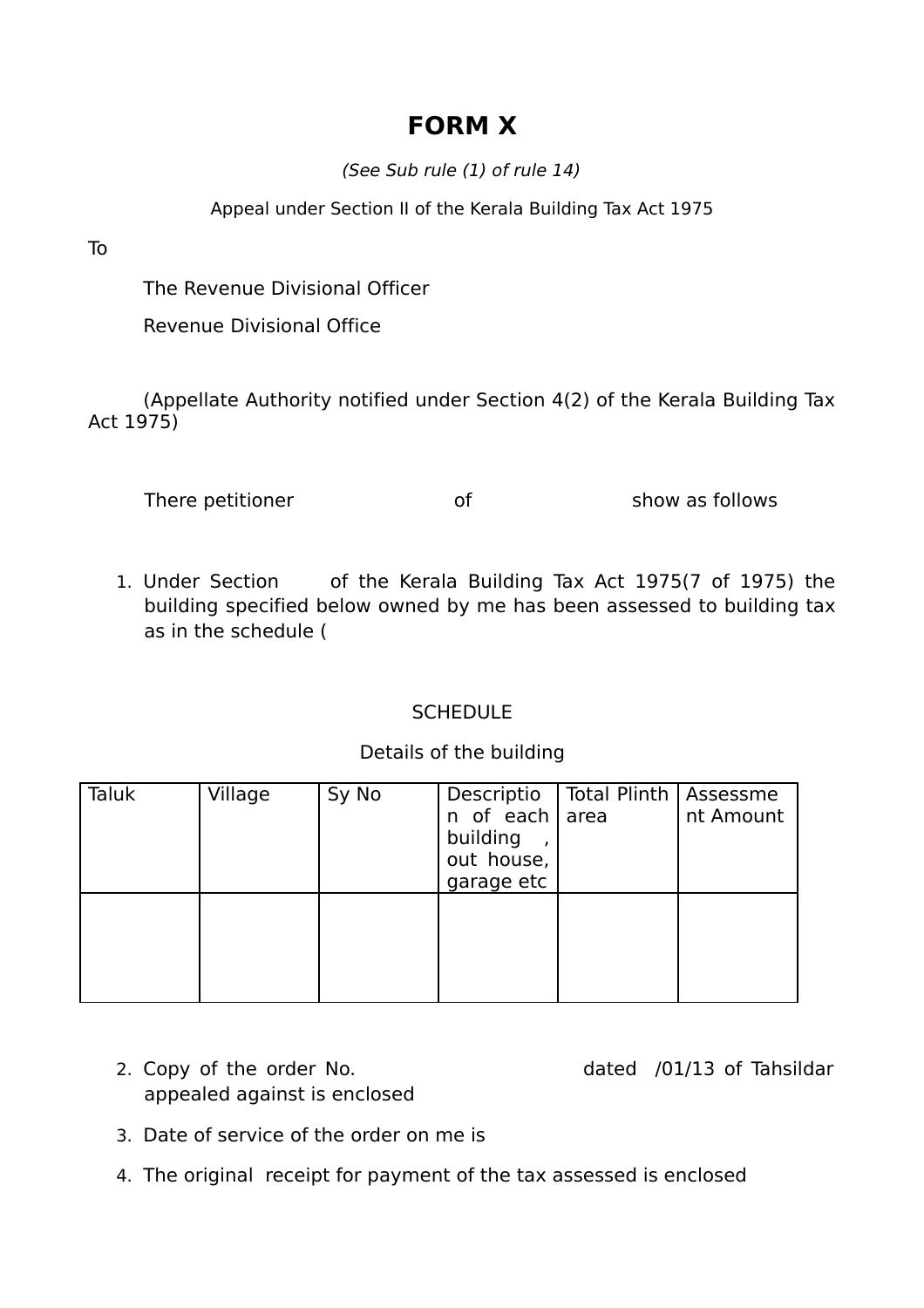# FORM X

*(See Sub rule (1) of rule 14)*

Appeal under Section II of the Kerala Building Tax Act 1975

To

The Revenue Divisional Officer

Revenue Divisional Office

(Appellate Authority notified under Section 4(2) of the Kerala Building Tax Act 1975)

There petitioner                    of                    show as follows

1. Under Section      of the Kerala Building Tax Act 1975(7 of 1975) the building specified below owned by me has been assessed to building tax as in the schedule (

SCHEDULE

Details of the building

| Taluk | Village | Sy No | Description of each building , out house, garage etc | Total Plinth area | Assessment Amount |
|---|---|---|---|---|---|
| | | | | | |

2. Copy of the order No.                              dated   /01/13 of Tahsildar appealed against is enclosed
3. Date of service of the order on me is
4. The original receipt for payment of the tax assessed is enclosed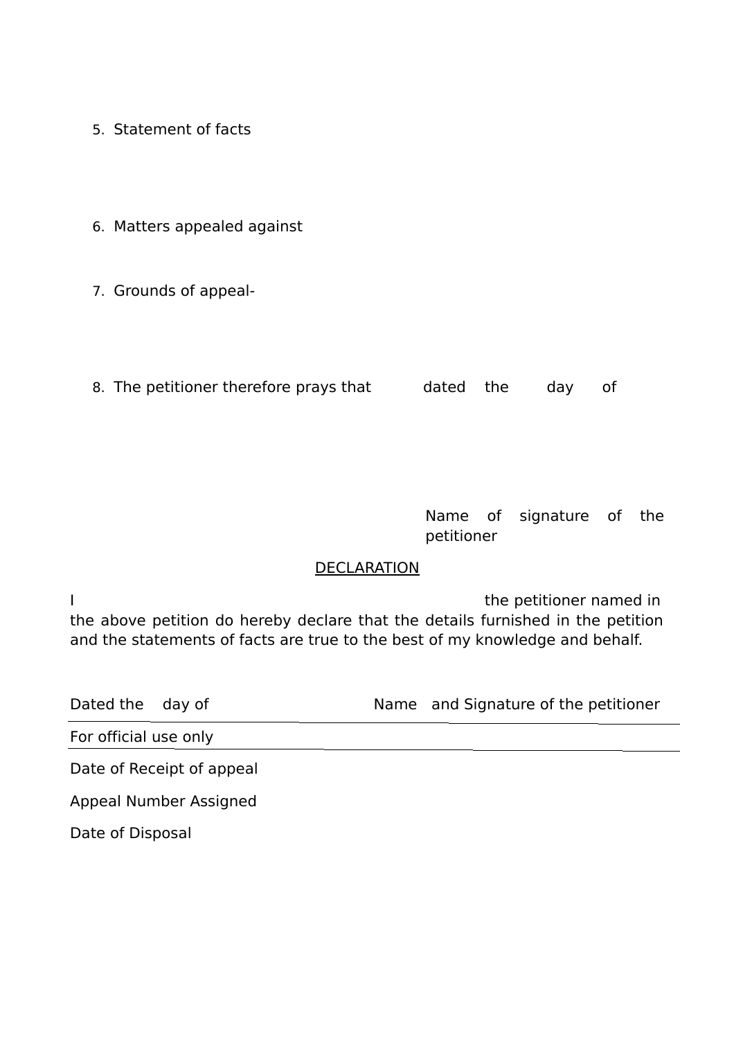5. Statement of facts

6. Matters appealed against

7. Grounds of appeal-

8. The petitioner therefore prays that dated the day of

Name of signature of the petitioner

DECLARATION

I the petitioner named in the above petition do hereby declare that the details furnished in the petition and the statements of facts are true to the best of my knowledge and behalf.

Dated the day of Name and Signature of the petitioner

For official use only

Date of Receipt of appeal

Appeal Number Assigned

Date of Disposal